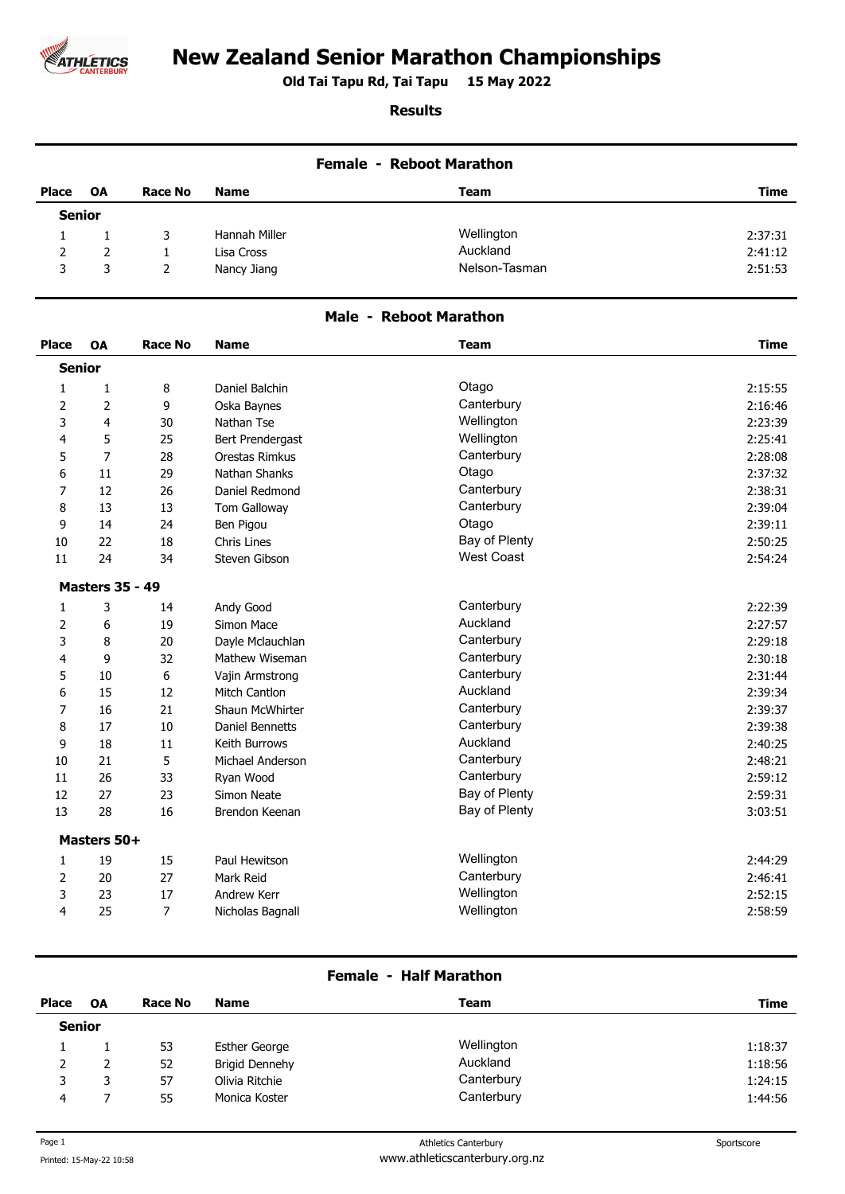# New Zealand Senior Marathon Championships

**Old Tai Tapu Rd, Tai Tapu 15 May 2022**

**Results**

## Female - Reboot Marathon

| Place | OA | Race No | Name | Team | Time |
|---|---|---|---|---|---|
| **Senior** | | | | | |
| 1 | 1 | 3 | Hannah Miller | Wellington | 2:37:31 |
| 2 | 2 | 1 | Lisa Cross | Auckland | 2:41:12 |
| 3 | 3 | 2 | Nancy Jiang | Nelson-Tasman | 2:51:53 |

## Male - Reboot Marathon

| Place | OA | Race No | Name | Team | Time |
|---|---|---|---|---|---|
| **Senior** | | | | | |
| 1 | 1 | 8 | Daniel Balchin | Otago | 2:15:55 |
| 2 | 2 | 9 | Oska Baynes | Canterbury | 2:16:46 |
| 3 | 4 | 30 | Nathan Tse | Wellington | 2:23:39 |
| 4 | 5 | 25 | Bert Prendergast | Wellington | 2:25:41 |
| 5 | 7 | 28 | Orestas Rimkus | Canterbury | 2:28:08 |
| 6 | 11 | 29 | Nathan Shanks | Otago | 2:37:32 |
| 7 | 12 | 26 | Daniel Redmond | Canterbury | 2:38:31 |
| 8 | 13 | 13 | Tom Galloway | Canterbury | 2:39:04 |
| 9 | 14 | 24 | Ben Pigou | Otago | 2:39:11 |
| 10 | 22 | 18 | Chris Lines | Bay of Plenty | 2:50:25 |
| 11 | 24 | 34 | Steven Gibson | West Coast | 2:54:24 |
| **Masters 35 - 49** | | | | | |
| 1 | 3 | 14 | Andy Good | Canterbury | 2:22:39 |
| 2 | 6 | 19 | Simon Mace | Auckland | 2:27:57 |
| 3 | 8 | 20 | Dayle Mclauchlan | Canterbury | 2:29:18 |
| 4 | 9 | 32 | Mathew Wiseman | Canterbury | 2:30:18 |
| 5 | 10 | 6 | Vajin Armstrong | Canterbury | 2:31:44 |
| 6 | 15 | 12 | Mitch Cantlon | Auckland | 2:39:34 |
| 7 | 16 | 21 | Shaun McWhirter | Canterbury | 2:39:37 |
| 8 | 17 | 10 | Daniel Bennetts | Canterbury | 2:39:38 |
| 9 | 18 | 11 | Keith Burrows | Auckland | 2:40:25 |
| 10 | 21 | 5 | Michael Anderson | Canterbury | 2:48:21 |
| 11 | 26 | 33 | Ryan Wood | Canterbury | 2:59:12 |
| 12 | 27 | 23 | Simon Neate | Bay of Plenty | 2:59:31 |
| 13 | 28 | 16 | Brendon Keenan | Bay of Plenty | 3:03:51 |
| **Masters 50+** | | | | | |
| 1 | 19 | 15 | Paul Hewitson | Wellington | 2:44:29 |
| 2 | 20 | 27 | Mark Reid | Canterbury | 2:46:41 |
| 3 | 23 | 17 | Andrew Kerr | Wellington | 2:52:15 |
| 4 | 25 | 7 | Nicholas Bagnall | Wellington | 2:58:59 |

## Female - Half Marathon

| Place | OA | Race No | Name | Team | Time |
|---|---|---|---|---|---|
| **Senior** | | | | | |
| 1 | 1 | 53 | Esther George | Wellington | 1:18:37 |
| 2 | 2 | 52 | Brigid Dennehy | Auckland | 1:18:56 |
| 3 | 3 | 57 | Olivia Ritchie | Canterbury | 1:24:15 |
| 4 | 7 | 55 | Monica Koster | Canterbury | 1:44:56 |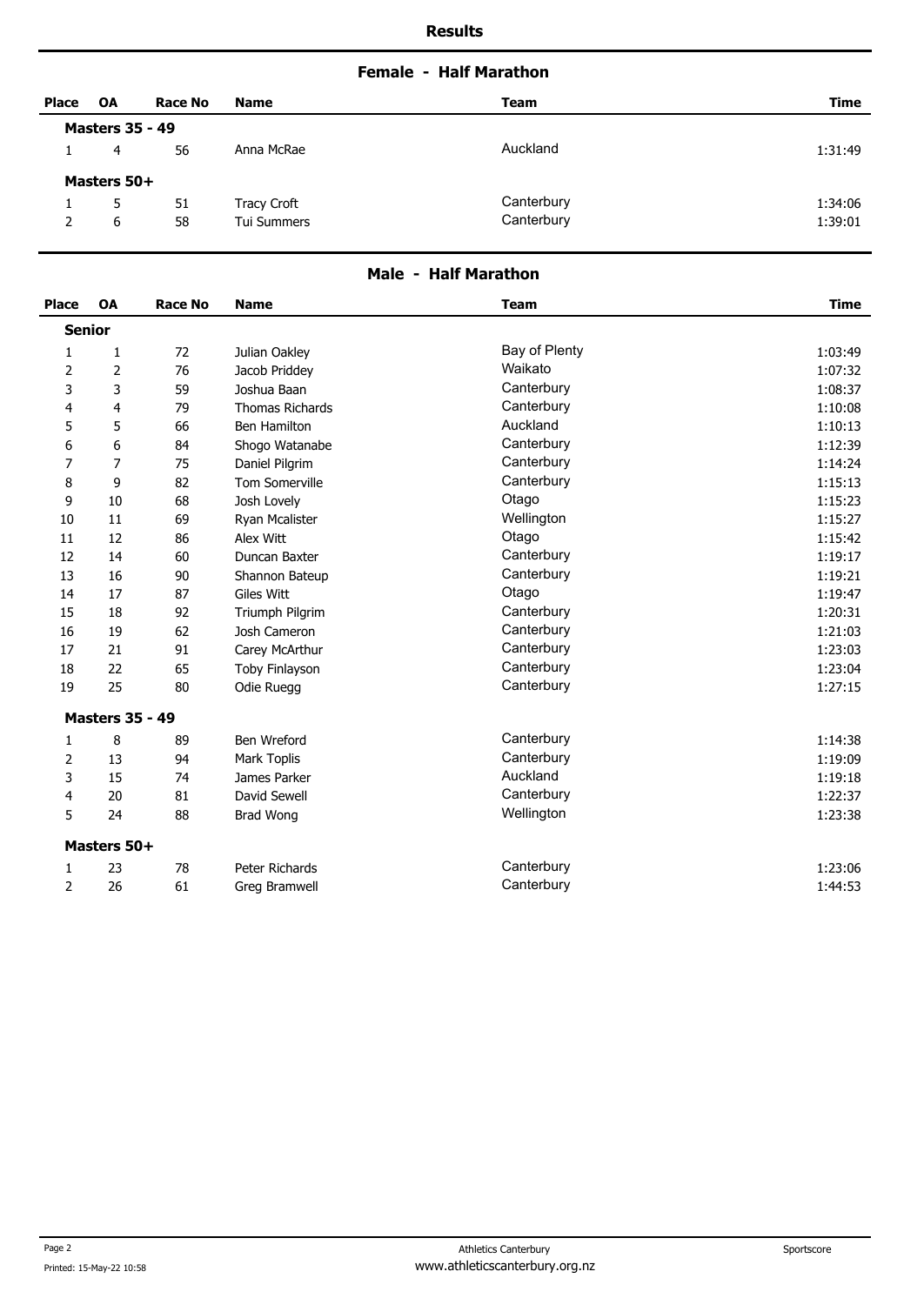## Results

### Female - Half Marathon

| Place | OA | Race No | Name | Team | Time |
|---|---|---|---|---|---|
| **Masters 35 - 49** | | | | | |
| 1 | 4 | 56 | Anna McRae | Auckland | 1:31:49 |
| **Masters 50+** | | | | | |
| 1 | 5 | 51 | Tracy Croft | Canterbury | 1:34:06 |
| 2 | 6 | 58 | Tui Summers | Canterbury | 1:39:01 |

### Male - Half Marathon

| Place | OA | Race No | Name | Team | Time |
|---|---|---|---|---|---|
| **Senior** | | | | | |
| 1 | 1 | 72 | Julian Oakley | Bay of Plenty | 1:03:49 |
| 2 | 2 | 76 | Jacob Priddey | Waikato | 1:07:32 |
| 3 | 3 | 59 | Joshua Baan | Canterbury | 1:08:37 |
| 4 | 4 | 79 | Thomas Richards | Canterbury | 1:10:08 |
| 5 | 5 | 66 | Ben Hamilton | Auckland | 1:10:13 |
| 6 | 6 | 84 | Shogo Watanabe | Canterbury | 1:12:39 |
| 7 | 7 | 75 | Daniel Pilgrim | Canterbury | 1:14:24 |
| 8 | 9 | 82 | Tom Somerville | Canterbury | 1:15:13 |
| 9 | 10 | 68 | Josh Lovely | Otago | 1:15:23 |
| 10 | 11 | 69 | Ryan Mcalister | Wellington | 1:15:27 |
| 11 | 12 | 86 | Alex Witt | Otago | 1:15:42 |
| 12 | 14 | 60 | Duncan Baxter | Canterbury | 1:19:17 |
| 13 | 16 | 90 | Shannon Bateup | Canterbury | 1:19:21 |
| 14 | 17 | 87 | Giles Witt | Otago | 1:19:47 |
| 15 | 18 | 92 | Triumph Pilgrim | Canterbury | 1:20:31 |
| 16 | 19 | 62 | Josh Cameron | Canterbury | 1:21:03 |
| 17 | 21 | 91 | Carey McArthur | Canterbury | 1:23:03 |
| 18 | 22 | 65 | Toby Finlayson | Canterbury | 1:23:04 |
| 19 | 25 | 80 | Odie Ruegg | Canterbury | 1:27:15 |
| **Masters 35 - 49** | | | | | |
| 1 | 8 | 89 | Ben Wreford | Canterbury | 1:14:38 |
| 2 | 13 | 94 | Mark Toplis | Canterbury | 1:19:09 |
| 3 | 15 | 74 | James Parker | Auckland | 1:19:18 |
| 4 | 20 | 81 | David Sewell | Canterbury | 1:22:37 |
| 5 | 24 | 88 | Brad Wong | Wellington | 1:23:38 |
| **Masters 50+** | | | | | |
| 1 | 23 | 78 | Peter Richards | Canterbury | 1:23:06 |
| 2 | 26 | 61 | Greg Bramwell | Canterbury | 1:44:53 |